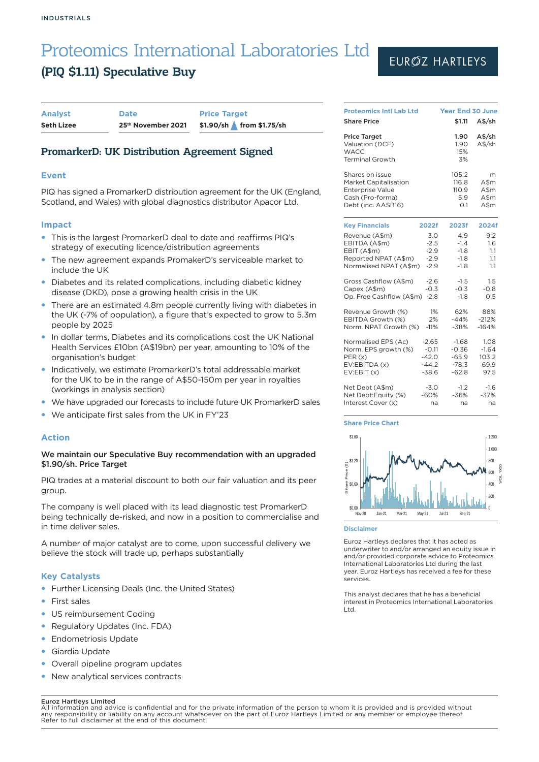INDUSTRIALS

# Proteomics International Laboratories Ltd

## (PIQ $1.11) Speculative Buy

EUROZ HARTLEYS

| Analyst | Date | Price Target |
|---|---|---|
| Seth Lizee | 25th November 2021 | $1.90/sh ▲ from $1.75/sh |

## PromarkerD: UK Distribution Agreement Signed

### Event

PIQ has signed a PromarkerD distribution agreement for the UK (England, Scotland, and Wales) with global diagnostics distributor Apacor Ltd.

### Impact

- This is the largest PromarkerD deal to date and reaffirms PIQ's strategy of executing licence/distribution agreements
- The new agreement expands PromakerD's serviceable market to include the UK
- Diabetes and its related complications, including diabetic kidney disease (DKD), pose a growing health crisis in the UK
- There are an estimated 4.8m people currently living with diabetes in the UK (~7% of population), a figure that's expected to grow to 5.3m people by 2025
- In dollar terms, Diabetes and its complications cost the UK National Health Services £10bn (A$19bn) per year, amounting to 10% of the organisation's budget
- Indicatively, we estimate PromarkerD's total addressable market for the UK to be in the range of A$50-150m per year in royalties (workings in analysis section)
- We have upgraded our forecasts to include future UK PromarkerD sales
- We anticipate first sales from the UK in FY'23

### Action

**We maintain our Speculative Buy recommendation with an upgraded $1.90/sh. Price Target**

PIQ trades at a material discount to both our fair valuation and its peer group.

The company is well placed with its lead diagnostic test PromarkerD being technically de-risked, and now in a position to commercialise and in time deliver sales.

A number of major catalyst are to come, upon successful delivery we believe the stock will trade up, perhaps substantially

### Key Catalysts

- Further Licensing Deals (Inc. the United States)
- First sales
- US reimbursement Coding
- Regulatory Updates (Inc. FDA)
- Endometriosis Update
- Giardia Update
- Overall pipeline program updates
- New analytical services contracts

| Proteomics Intl Lab Ltd | Year End 30 June | |
|---|---|---|
| Share Price | $1.11 | A$/sh |
| Price Target | 1.90 | A$/sh |
| Valuation (DCF) | 1.90 | A$/sh |
| WACC | 15% | |
| Terminal Growth | 3% | |
| Shares on issue | 105.2 | m |
| Market Capitalisation | 116.8 | A$m |
| Enterprise Value | 110.9 | A$m |
| Cash (Pro-forma) | 5.9 | A$m |
| Debt (inc. AASB16) | 0.1 | A$m |

| Key Financials | 2022f | 2023f | 2024f |
|---|---|---|---|
| Revenue (A$m) | 3.0 | 4.9 | 9.2 |
| EBITDA (A$m) | -2.5 | -1.4 | 1.6 |
| EBIT (A$m) | -2.9 | -1.8 | 1.1 |
| Reported NPAT (A$m) | -2.9 | -1.8 | 1.1 |
| Normalised NPAT (A$m) | -2.9 | -1.8 | 1.1 |
| Gross Cashflow (A$m) | -2.6 | -1.5 | 1.5 |
| Capex (A$m) | -0.3 | -0.3 | -0.8 |
| Op. Free Cashflow (A$m) | -2.8 | -1.8 | 0.5 |
| Revenue Growth (%) | 1% | 62% | 88% |
| EBITDA Growth (%) | 2% | -44% | -212% |
| Norm. NPAT Growth (%) | -11% | -38% | -164% |
| Normalised EPS (Ac) | -2.65 | -1.68 | 1.08 |
| Norm. EPS growth (%) | -0.11 | -0.36 | -1.64 |
| PER (x) | -42.0 | -65.9 | 103.2 |
| EV:EBITDA (x) | -44.2 | -78.3 | 69.9 |
| EV:EBIT (x) | -38.6 | -62.8 | 97.5 |
| Net Debt (A$m) | -3.0 | -1.2 | -1.6 |
| Net Debt:Equity (%) | -60% | -36% | -37% |
| Interest Cover (x) | na | na | na |

### Share Price Chart

### Disclaimer

Euroz Hartleys declares that it has acted as underwriter to and/or arranged an equity issue in and/or provided corporate advice to Proteomics International Laboratories Ltd during the last year. Euroz Hartleys has received a fee for these services.

This analyst declares that he has a beneficial interest in Proteomics International Laboratories Ltd.

**Euroz Hartleys Limited**
All information and advice is confidential and for the private information of the person to whom it is provided and is provided without any responsibility or liability on any account whatsoever on the part of Euroz Hartleys Limited or any member or employee thereof. Refer to full disclaimer at the end of this document.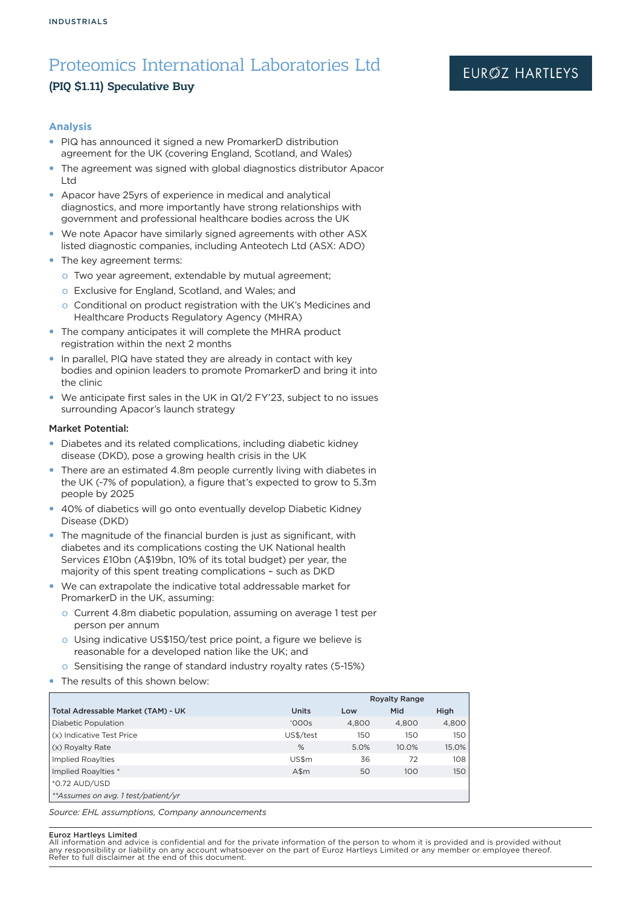INDUSTRIALS

# Proteomics International Laboratories Ltd

**(PIQ $1.11) Speculative Buy**

EUROZ HARTLEYS

### Analysis

- PIQ has announced it signed a new PromarkerD distribution agreement for the UK (covering England, Scotland, and Wales)
- The agreement was signed with global diagnostics distributor Apacor Ltd
- Apacor have 25yrs of experience in medical and analytical diagnostics, and more importantly have strong relationships with government and professional healthcare bodies across the UK
- We note Apacor have similarly signed agreements with other ASX listed diagnostic companies, including Anteotech Ltd (ASX: ADO)
- The key agreement terms:
  - Two year agreement, extendable by mutual agreement;
  - Exclusive for England, Scotland, and Wales; and
  - Conditional on product registration with the UK's Medicines and Healthcare Products Regulatory Agency (MHRA)
- The company anticipates it will complete the MHRA product registration within the next 2 months
- In parallel, PIQ have stated they are already in contact with key bodies and opinion leaders to promote PromarkerD and bring it into the clinic
- We anticipate first sales in the UK in Q1/2 FY'23, subject to no issues surrounding Apacor's launch strategy

**Market Potential:**

- Diabetes and its related complications, including diabetic kidney disease (DKD), pose a growing health crisis in the UK
- There are an estimated 4.8m people currently living with diabetes in the UK (~7% of population), a figure that's expected to grow to 5.3m people by 2025
- 40% of diabetics will go onto eventually develop Diabetic Kidney Disease (DKD)
- The magnitude of the financial burden is just as significant, with diabetes and its complications costing the UK National health Services £10bn (A$19bn, 10% of its total budget) per year, the majority of this spent treating complications – such as DKD
- We can extrapolate the indicative total addressable market for PromarkerD in the UK, assuming:
  - Current 4.8m diabetic population, assuming on average 1 test per person per annum
  - Using indicative US$150/test price point, a figure we believe is reasonable for a developed nation like the UK; and
  - Sensitising the range of standard industry royalty rates (5-15%)
- The results of this shown below:

| | | Royalty Range | | |
|---|---|---|---|---|
| **Total Adressable Market (TAM) - UK** | **Units** | **Low** | **Mid** | **High** |
| Diabetic Population | '000s | 4,800 | 4,800 | 4,800 |
| (x) Indicative Test Price | US$/test | 150 | 150 | 150 |
| (x) Royalty Rate | % | 5.0% | 10.0% | 15.0% |
| Implied Roaylties | US$m | 36 | 72 | 108 |
| Implied Roaylties * | A$m | 50 | 100 | 150 |
| *0.72 AUD/USD | | | | |
| *\*\*Assumes on avg. 1 test/patient/yr* | | | | |

*Source: EHL assumptions, Company announcements*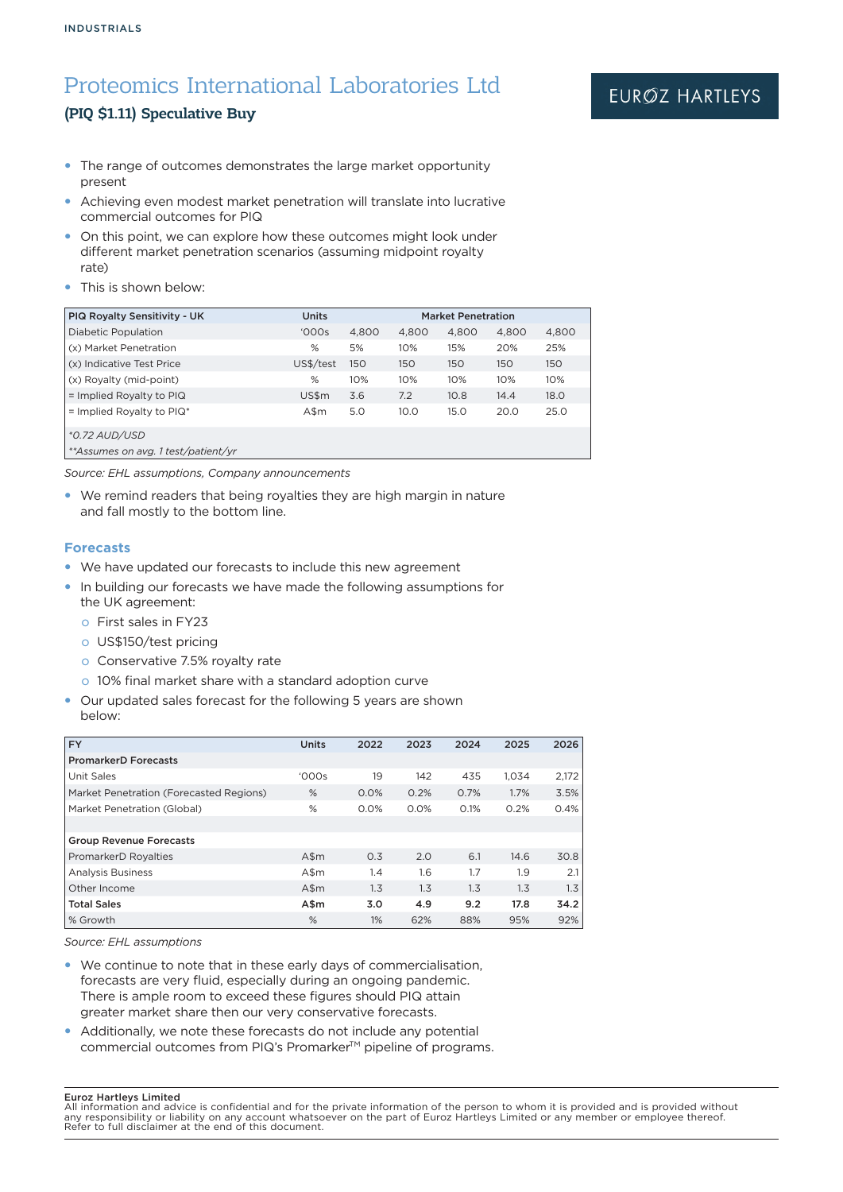# Proteomics International Laboratories Ltd

**(PIQ $1.11) Speculative Buy**

- The range of outcomes demonstrates the large market opportunity present
- Achieving even modest market penetration will translate into lucrative commercial outcomes for PIQ
- On this point, we can explore how these outcomes might look under different market penetration scenarios (assuming midpoint royalty rate)
- This is shown below:

| PIQ Royalty Sensitivity - UK | Units | Market Penetration | | | | |
|---|---|---|---|---|---|---|
| Diabetic Population | '000s | 4,800 | 4,800 | 4,800 | 4,800 | 4,800 |
| (x) Market Penetration | % | 5% | 10% | 15% | 20% | 25% |
| (x) Indicative Test Price | US$/test | 150 | 150 | 150 | 150 | 150 |
| (x) Royalty (mid-point) | % | 10% | 10% | 10% | 10% | 10% |
| = Implied Royalty to PIQ | US$m | 3.6 | 7.2 | 10.8 | 14.4 | 18.0 |
| = Implied Royalty to PIQ* | A$m | 5.0 | 10.0 | 15.0 | 20.0 | 25.0 |
| *0.72 AUD/USD | | | | | | |
| **Assumes on avg. 1 test/patient/yr | | | | | | |

*Source: EHL assumptions, Company announcements*

- We remind readers that being royalties they are high margin in nature and fall mostly to the bottom line.

### Forecasts

- We have updated our forecasts to include this new agreement
- In building our forecasts we have made the following assumptions for the UK agreement:
  - First sales in FY23
  - US$150/test pricing
  - Conservative 7.5% royalty rate
  - 10% final market share with a standard adoption curve
- Our updated sales forecast for the following 5 years are shown below:

| FY | Units | 2022 | 2023 | 2024 | 2025 | 2026 |
|---|---|---|---|---|---|---|
| **PromarkerD Forecasts** | | | | | | |
| Unit Sales | '000s | 19 | 142 | 435 | 1,034 | 2,172 |
| Market Penetration (Forecasted Regions) | % | 0.0% | 0.2% | 0.7% | 1.7% | 3.5% |
| Market Penetration (Global) | % | 0.0% | 0.0% | 0.1% | 0.2% | 0.4% |
| | | | | | | |
| **Group Revenue Forecasts** | | | | | | |
| PromarkerD Royalties | A$m | 0.3 | 2.0 | 6.1 | 14.6 | 30.8 |
| Analysis Business | A$m | 1.4 | 1.6 | 1.7 | 1.9 | 2.1 |
| Other Income | A$m | 1.3 | 1.3 | 1.3 | 1.3 | 1.3 |
| **Total Sales** | **A$m** | **3.0** | **4.9** | **9.2** | **17.8** | **34.2** |
| % Growth | % | 1% | 62% | 88% | 95% | 92% |

*Source: EHL assumptions*

- We continue to note that in these early days of commercialisation, forecasts are very fluid, especially during an ongoing pandemic. There is ample room to exceed these figures should PIQ attain greater market share then our very conservative forecasts.
- Additionally, we note these forecasts do not include any potential commercial outcomes from PIQ's Promarker™ pipeline of programs.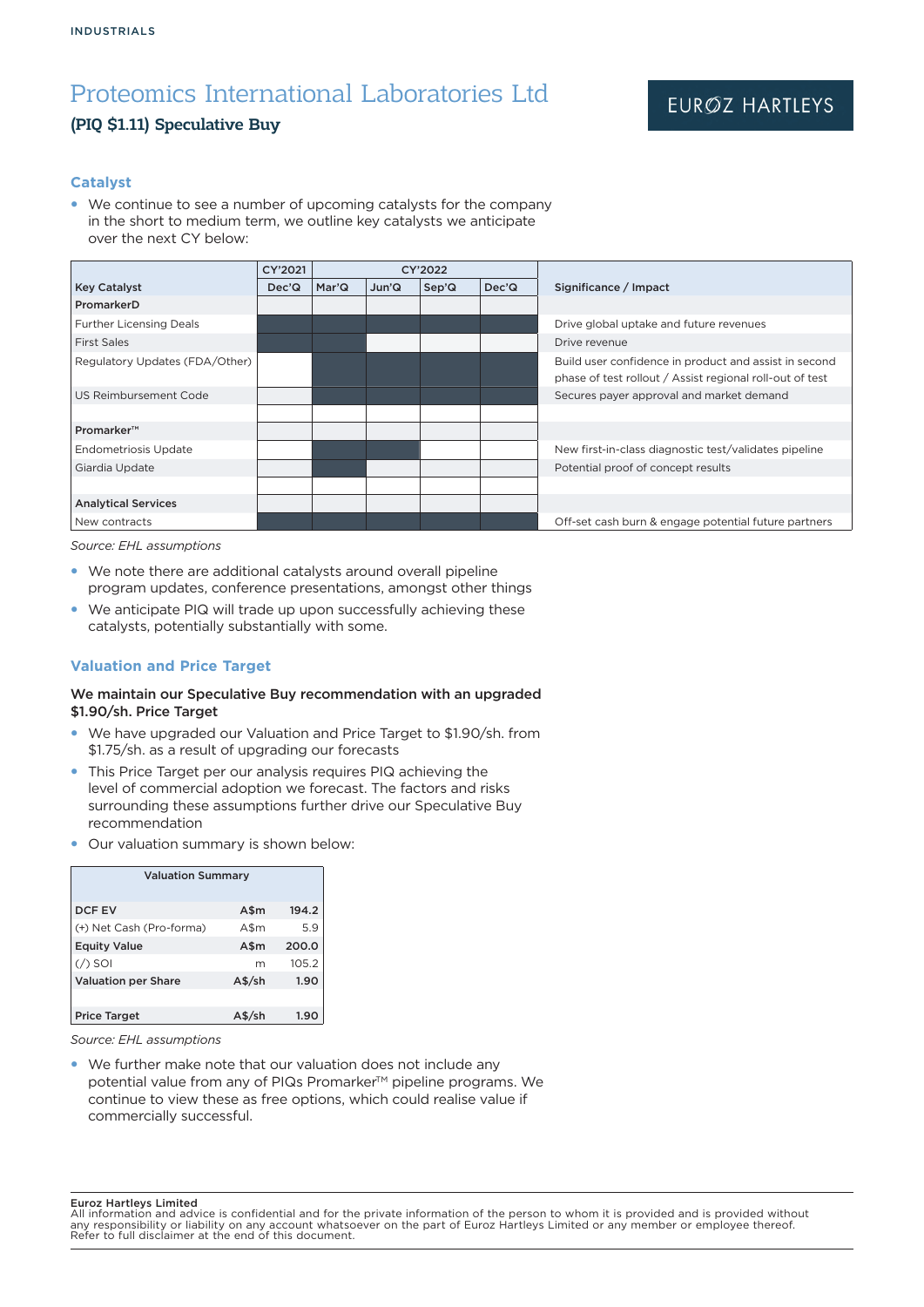# Proteomics International Laboratories Ltd

**(PIQ $1.11) Speculative Buy**

## Catalyst

- We continue to see a number of upcoming catalysts for the company in the short to medium term, we outline key catalysts we anticipate over the next CY below:

| Key Catalyst | CY'2021 Dec'Q | CY'2022 Mar'Q | CY'2022 Jun'Q | CY'2022 Sep'Q | CY'2022 Dec'Q | Significance / Impact |
|---|---|---|---|---|---|---|
| **PromarkerD** | | | | | | |
| Further Licensing Deals | ■ | ■ | ■ | ■ | ■ | Drive global uptake and future revenues |
| First Sales | ■ | ■ | | | | Drive revenue |
| Regulatory Updates (FDA/Other) | | ■ | ■ | ■ | ■ | Build user confidence in product and assist in second phase of test rollout / Assist regional roll-out of test |
| US Reimbursement Code | | ■ | ■ | ■ | ■ | Secures payer approval and market demand |
| | | | | | | |
| **Promarker™** | | | | | | |
| Endometriosis Update | | ■ | ■ | | | New first-in-class diagnostic test/validates pipeline |
| Giardia Update | | ■ | | | | Potential proof of concept results |
| | | | | | | |
| **Analytical Services** | | | | | | |
| New contracts | ■ | ■ | ■ | ■ | ■ | Off-set cash burn & engage potential future partners |

*Source: EHL assumptions*

- We note there are additional catalysts around overall pipeline program updates, conference presentations, amongst other things
- We anticipate PIQ will trade up upon successfully achieving these catalysts, potentially substantially with some.

## Valuation and Price Target

**We maintain our Speculative Buy recommendation with an upgraded $1.90/sh. Price Target**

- We have upgraded our Valuation and Price Target to $1.90/sh. from $1.75/sh. as a result of upgrading our forecasts
- This Price Target per our analysis requires PIQ achieving the level of commercial adoption we forecast. The factors and risks surrounding these assumptions further drive our Speculative Buy recommendation
- Our valuation summary is shown below:

| Valuation Summary | | |
|---|---|---|
| **DCF EV** | **A$m** | **194.2** |
| (+) Net Cash (Pro-forma) | A$m | 5.9 |
| **Equity Value** | **A$m** | **200.0** |
| (/) SOI | m | 105.2 |
| **Valuation per Share** | **A$/sh** | **1.90** |
| | | |
| **Price Target** | **A$/sh** | **1.90** |

*Source: EHL assumptions*

- We further make note that our valuation does not include any potential value from any of PIQs Promarker™ pipeline programs. We continue to view these as free options, which could realise value if commercially successful.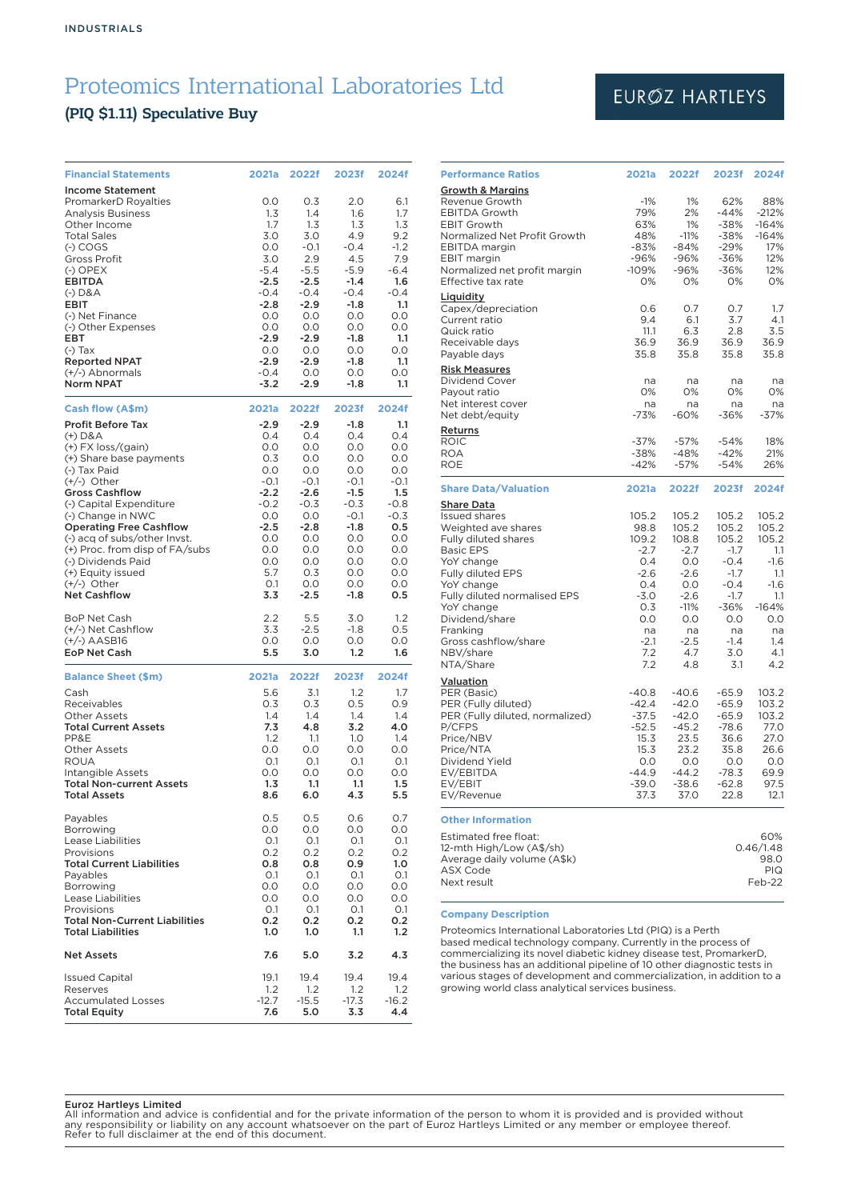INDUSTRIALS

# Proteomics International Laboratories Ltd

## (PIQ $1.11) Speculative Buy

EUROZ HARTLEYS

| Financial Statements | 2021a | 2022f | 2023f | 2024f |
|---|---|---|---|---|
| **Income Statement** | | | | |
| PromarkerD Royalties | 0.0 | 0.3 | 2.0 | 6.1 |
| Analysis Business | 1.3 | 1.4 | 1.6 | 1.7 |
| Other Income | 1.7 | 1.3 | 1.3 | 1.3 |
| Total Sales | 3.0 | 3.0 | 4.9 | 9.2 |
| (-) COGS | 0.0 | -0.1 | -0.4 | -1.2 |
| Gross Profit | 3.0 | 2.9 | 4.5 | 7.9 |
| (-) OPEX | -5.4 | -5.5 | -5.9 | -6.4 |
| **EBITDA** | **-2.5** | **-2.5** | **-1.4** | **1.6** |
| (-) D&A | -0.4 | -0.4 | -0.4 | -0.4 |
| **EBIT** | **-2.8** | **-2.9** | **-1.8** | **1.1** |
| (-) Net Finance | 0.0 | 0.0 | 0.0 | 0.0 |
| (-) Other Expenses | 0.0 | 0.0 | 0.0 | 0.0 |
| **EBT** | **-2.9** | **-2.9** | **-1.8** | **1.1** |
| (-) Tax | 0.0 | 0.0 | 0.0 | 0.0 |
| **Reported NPAT** | **-2.9** | **-2.9** | **-1.8** | **1.1** |
| (+/-) Abnormals | -0.4 | 0.0 | 0.0 | 0.0 |
| **Norm NPAT** | **-3.2** | **-2.9** | **-1.8** | **1.1** |

| Cash flow (A$m) | 2021a | 2022f | 2023f | 2024f |
|---|---|---|---|---|
| **Profit Before Tax** | **-2.9** | **-2.9** | **-1.8** | **1.1** |
| (+) D&A | 0.4 | 0.4 | 0.4 | 0.4 |
| (+) FX loss/(gain) | 0.0 | 0.0 | 0.0 | 0.0 |
| (+) Share base payments | 0.3 | 0.0 | 0.0 | 0.0 |
| (-) Tax Paid | 0.0 | 0.0 | 0.0 | 0.0 |
| (+/-) Other | -0.1 | -0.1 | -0.1 | -0.1 |
| **Gross Cashflow** | **-2.2** | **-2.6** | **-1.5** | **1.5** |
| (-) Capital Expenditure | -0.2 | -0.3 | -0.3 | -0.8 |
| (-) Change in NWC | 0.0 | 0.0 | -0.1 | -0.3 |
| **Operating Free Cashflow** | **-2.5** | **-2.8** | **-1.8** | **0.5** |
| (-) acq of subs/other Invst. | 0.0 | 0.0 | 0.0 | 0.0 |
| (+) Proc. from disp of FA/subs | 0.0 | 0.0 | 0.0 | 0.0 |
| (-) Dividends Paid | 0.0 | 0.0 | 0.0 | 0.0 |
| (+) Equity issued | 5.7 | 0.3 | 0.0 | 0.0 |
| (+/-) Other | 0.1 | 0.0 | 0.0 | 0.0 |
| **Net Cashflow** | **3.3** | **-2.5** | **-1.8** | **0.5** |
| | | | | |
| BoP Net Cash | 2.2 | 5.5 | 3.0 | 1.2 |
| (+/-) Net Cashflow | 3.3 | -2.5 | -1.8 | 0.5 |
| (+/-) AASB16 | 0.0 | 0.0 | 0.0 | 0.0 |
| **EoP Net Cash** | **5.5** | **3.0** | **1.2** | **1.6** |

| Balance Sheet ($m) | 2021a | 2022f | 2023f | 2024f |
|---|---|---|---|---|
| Cash | 5.6 | 3.1 | 1.2 | 1.7 |
| Receivables | 0.3 | 0.3 | 0.5 | 0.9 |
| Other Assets | 1.4 | 1.4 | 1.4 | 1.4 |
| **Total Current Assets** | **7.3** | **4.8** | **3.2** | **4.0** |
| PP&E | 1.2 | 1.1 | 1.0 | 1.4 |
| Other Assets | 0.0 | 0.0 | 0.0 | 0.0 |
| ROUA | 0.1 | 0.1 | 0.1 | 0.1 |
| Intangible Assets | 0.0 | 0.0 | 0.0 | 0.0 |
| **Total Non-current Assets** | **1.3** | **1.1** | **1.1** | **1.5** |
| **Total Assets** | **8.6** | **6.0** | **4.3** | **5.5** |
| | | | | |
| Payables | 0.5 | 0.5 | 0.6 | 0.7 |
| Borrowing | 0.0 | 0.0 | 0.0 | 0.0 |
| Lease Liabilities | 0.1 | 0.1 | 0.1 | 0.1 |
| Provisions | 0.2 | 0.2 | 0.2 | 0.2 |
| **Total Current Liabilities** | **0.8** | **0.8** | **0.9** | **1.0** |
| Payables | 0.1 | 0.1 | 0.1 | 0.1 |
| Borrowing | 0.0 | 0.0 | 0.0 | 0.0 |
| Lease Liabilities | 0.0 | 0.0 | 0.0 | 0.0 |
| Provisions | 0.1 | 0.1 | 0.1 | 0.1 |
| **Total Non-Current Liabilities** | **0.2** | **0.2** | **0.2** | **0.2** |
| **Total Liabilities** | **1.0** | **1.0** | **1.1** | **1.2** |
| | | | | |
| **Net Assets** | **7.6** | **5.0** | **3.2** | **4.3** |
| | | | | |
| Issued Capital | 19.1 | 19.4 | 19.4 | 19.4 |
| Reserves | 1.2 | 1.2 | 1.2 | 1.2 |
| Accumulated Losses | -12.7 | -15.5 | -17.3 | -16.2 |
| **Total Equity** | **7.6** | **5.0** | **3.3** | **4.4** |

| Performance Ratios | 2021a | 2022f | 2023f | 2024f |
|---|---|---|---|---|
| **Growth & Margins** | | | | |
| Revenue Growth | -1% | 1% | 62% | 88% |
| EBITDA Growth | 79% | 2% | -44% | -212% |
| EBIT Growth | 63% | 1% | -38% | -164% |
| Normalized Net Profit Growth | 48% | -11% | -38% | -164% |
| EBITDA margin | -83% | -84% | -29% | 17% |
| EBIT margin | -96% | -96% | -36% | 12% |
| Normalized net profit margin | -109% | -96% | -36% | 12% |
| Effective tax rate | 0% | 0% | 0% | 0% |
| **Liquidity** | | | | |
| Capex/depreciation | 0.6 | 0.7 | 0.7 | 1.7 |
| Current ratio | 9.4 | 6.1 | 3.7 | 4.1 |
| Quick ratio | 11.1 | 6.3 | 2.8 | 3.5 |
| Receivable days | 36.9 | 36.9 | 36.9 | 36.9 |
| Payable days | 35.8 | 35.8 | 35.8 | 35.8 |
| **Risk Measures** | | | | |
| Dividend Cover | na | na | na | na |
| Payout ratio | 0% | 0% | 0% | 0% |
| Net interest cover | na | na | na | na |
| Net debt/equity | -73% | -60% | -36% | -37% |
| **Returns** | | | | |
| ROIC | -37% | -57% | -54% | 18% |
| ROA | -38% | -48% | -42% | 21% |
| ROE | -42% | -57% | -54% | 26% |

| Share Data/Valuation | 2021a | 2022f | 2023f | 2024f |
|---|---|---|---|---|
| **Share Data** | | | | |
| Issued shares | 105.2 | 105.2 | 105.2 | 105.2 |
| Weighted ave shares | 98.8 | 105.2 | 105.2 | 105.2 |
| Fully diluted shares | 109.2 | 108.8 | 105.2 | 105.2 |
| Basic EPS | -2.7 | -2.7 | -1.7 | 1.1 |
| YoY change | 0.4 | 0.0 | -0.4 | -1.6 |
| Fully diluted EPS | -2.6 | -2.6 | -1.7 | 1.1 |
| YoY change | 0.4 | 0.0 | -0.4 | -1.6 |
| Fully diluted normalised EPS | -3.0 | -2.6 | -1.7 | 1.1 |
| YoY change | 0.3 | -11% | -36% | -164% |
| Dividend/share | 0.0 | 0.0 | 0.0 | 0.0 |
| Franking | na | na | na | na |
| Gross cashflow/share | -2.1 | -2.5 | -1.4 | 1.4 |
| NBV/share | 7.2 | 4.7 | 3.0 | 4.1 |
| NTA/Share | 7.2 | 4.8 | 3.1 | 4.2 |
| **Valuation** | | | | |
| PER (Basic) | -40.8 | -40.6 | -65.9 | 103.2 |
| PER (Fully diluted) | -42.4 | -42.0 | -65.9 | 103.2 |
| PER (Fully diluted, normalized) | -37.5 | -42.0 | -65.9 | 103.2 |
| P/CFPS | -52.5 | -45.2 | -78.6 | 77.0 |
| Price/NBV | 15.3 | 23.5 | 36.6 | 27.0 |
| Price/NTA | 15.3 | 23.2 | 35.8 | 26.6 |
| Dividend Yield | 0.0 | 0.0 | 0.0 | 0.0 |
| EV/EBITDA | -44.9 | -44.2 | -78.3 | 69.9 |
| EV/EBIT | -39.0 | -38.6 | -62.8 | 97.5 |
| EV/Revenue | 37.3 | 37.0 | 22.8 | 12.1 |

### Other Information

| | |
|---|---|
| Estimated free float: | 60% |
| 12-mth High/Low (A$/sh) | 0.46/1.48 |
| Average daily volume (A$k) | 98.0 |
| ASX Code | PIQ |
| Next result | Feb-22 |

### Company Description

Proteomics International Laboratories Ltd (PIQ) is a Perth based medical technology company. Currently in the process of commercializing its novel diabetic kidney disease test, PromarkerD, the business has an additional pipeline of 10 other diagnostic tests in various stages of development and commercialization, in addition to a growing world class analytical services business.

**Euroz Hartleys Limited**
All information and advice is confidential and for the private information of the person to whom it is provided and is provided without any responsibility or liability on any account whatsoever on the part of Euroz Hartleys Limited or any member or employee thereof. Refer to full disclaimer at the end of this document.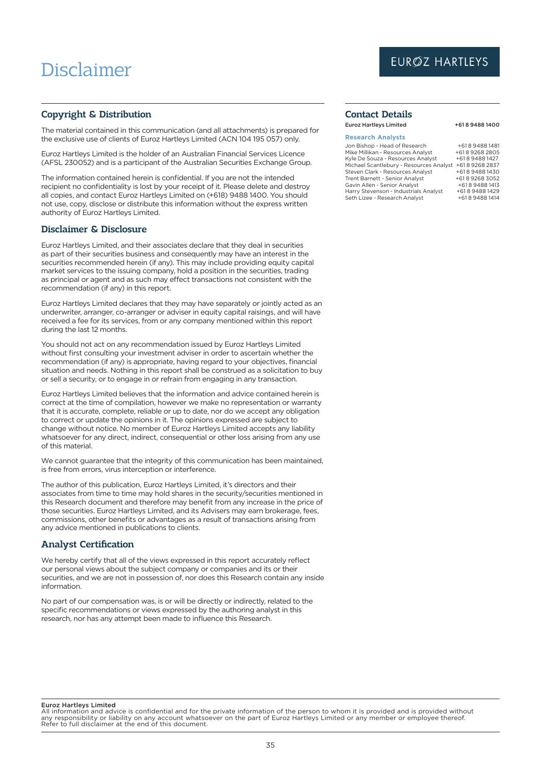# Disclaimer

EUROZ HARTLEYS

## Copyright & Distribution

The material contained in this communication (and all attachments) is prepared for the exclusive use of clients of Euroz Hartleys Limited (ACN 104 195 057) only.

Euroz Hartleys Limited is the holder of an Australian Financial Services Licence (AFSL 230052) and is a participant of the Australian Securities Exchange Group.

The information contained herein is confidential. If you are not the intended recipient no confidentiality is lost by your receipt of it. Please delete and destroy all copies, and contact Euroz Hartleys Limited on (+618) 9488 1400. You should not use, copy, disclose or distribute this information without the express written authority of Euroz Hartleys Limited.

## Disclaimer & Disclosure

Euroz Hartleys Limited, and their associates declare that they deal in securities as part of their securities business and consequently may have an interest in the securities recommended herein (if any). This may include providing equity capital market services to the issuing company, hold a position in the securities, trading as principal or agent and as such may effect transactions not consistent with the recommendation (if any) in this report.

Euroz Hartleys Limited declares that they may have separately or jointly acted as an underwriter, arranger, co-arranger or adviser in equity capital raisings, and will have received a fee for its services, from or any company mentioned within this report during the last 12 months.

You should not act on any recommendation issued by Euroz Hartleys Limited without first consulting your investment adviser in order to ascertain whether the recommendation (if any) is appropriate, having regard to your objectives, financial situation and needs. Nothing in this report shall be construed as a solicitation to buy or sell a security, or to engage in or refrain from engaging in any transaction.

Euroz Hartleys Limited believes that the information and advice contained herein is correct at the time of compilation, however we make no representation or warranty that it is accurate, complete, reliable or up to date, nor do we accept any obligation to correct or update the opinions in it. The opinions expressed are subject to change without notice. No member of Euroz Hartleys Limited accepts any liability whatsoever for any direct, indirect, consequential or other loss arising from any use of this material.

We cannot guarantee that the integrity of this communication has been maintained, is free from errors, virus interception or interference.

The author of this publication, Euroz Hartleys Limited, it's directors and their associates from time to time may hold shares in the security/securities mentioned in this Research document and therefore may benefit from any increase in the price of those securities. Euroz Hartleys Limited, and its Advisers may earn brokerage, fees, commissions, other benefits or advantages as a result of transactions arising from any advice mentioned in publications to clients.

## Analyst Certification

We hereby certify that all of the views expressed in this report accurately reflect our personal views about the subject company or companies and its or their securities, and we are not in possession of, nor does this Research contain any inside information.

No part of our compensation was, is or will be directly or indirectly, related to the specific recommendations or views expressed by the authoring analyst in this research, nor has any attempt been made to influence this Research.

## Contact Details

**Euroz Hartleys Limited** **+61 8 9488 1400**

### Research Analysts

| | |
|---|---|
| Jon Bishop - Head of Research | +61 8 9488 1481 |
| Mike Millikan - Resources Analyst | +61 8 9268 2805 |
| Kyle De Souza - Resources Analyst | +61 8 9488 1427 |
| Michael Scantlebury - Resources Analyst | +61 8 9268 2837 |
| Steven Clark - Resources Analyst | +61 8 9488 1430 |
| Trent Barnett - Senior Analyst | +61 8 9268 3052 |
| Gavin Allen - Senior Analyst | +61 8 9488 1413 |
| Harry Stevenson - Industrials Analyst | +61 8 9488 1429 |
| Seth Lizee - Research Analyst | +61 8 9488 1414 |

**Euroz Hartleys Limited**
All information and advice is confidential and for the private information of the person to whom it is provided and is provided without any responsibility or liability on any account whatsoever on the part of Euroz Hartleys Limited or any member or employee thereof. Refer to full disclaimer at the end of this document.